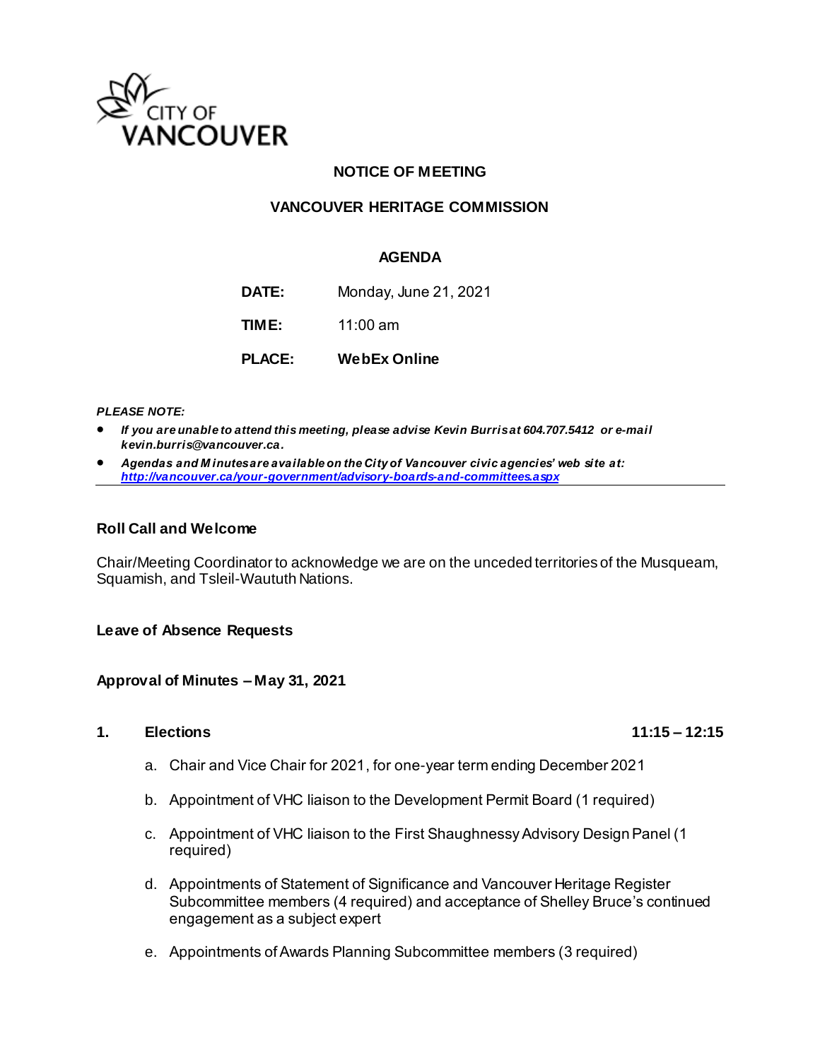CITY OF VANCOUVER

## NOTICE OF MEETING

## VANCOUVER HERITAGE COMMISSION

### AGENDA

**DATE:** Monday, June 21, 2021

**TIME:** 11:00 am

**PLACE:** **WebEx Online**

***PLEASE NOTE:***

- ***If you are unable to attend this meeting, please advise Kevin Burris at 604.707.5412 or e-mail kevin.burris@vancouver.ca.***
- ***Agendas and Minutes are available on the City of Vancouver civic agencies' web site at: http://vancouver.ca/your-government/advisory-boards-and-committees.aspx***

---

**Roll Call and Welcome**

Chair/Meeting Coordinator to acknowledge we are on the unceded territories of the Musqueam, Squamish, and Tsleil-Waututh Nations.

**Leave of Absence Requests**

**Approval of Minutes – May 31, 2021**

**1. Elections** **11:15 – 12:15**

a. Chair and Vice Chair for 2021, for one-year term ending December 2021

b. Appointment of VHC liaison to the Development Permit Board (1 required)

c. Appointment of VHC liaison to the First Shaughnessy Advisory Design Panel (1 required)

d. Appointments of Statement of Significance and Vancouver Heritage Register Subcommittee members (4 required) and acceptance of Shelley Bruce's continued engagement as a subject expert

e. Appointments of Awards Planning Subcommittee members (3 required)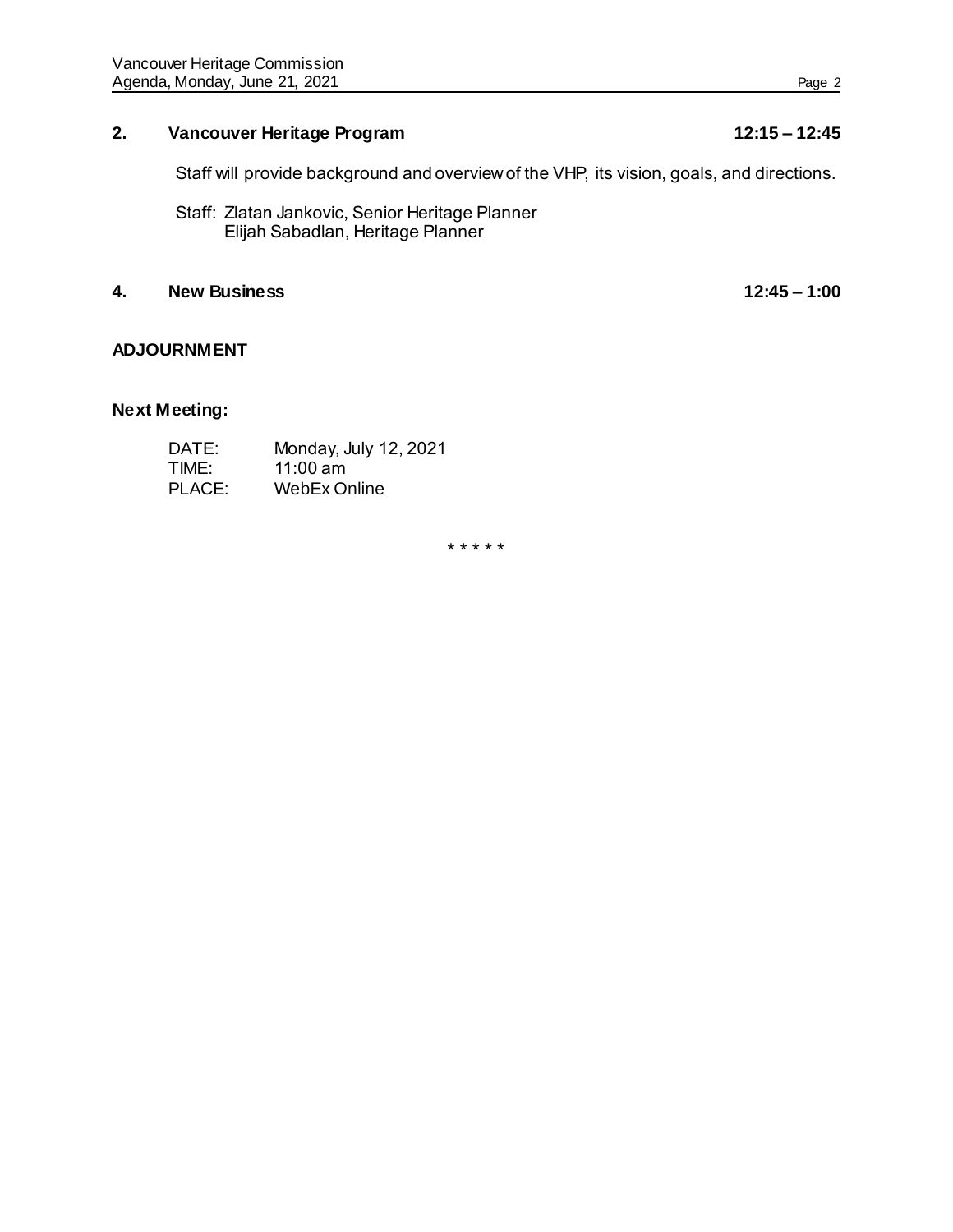**2. Vancouver Heritage Program** **12:15 – 12:45**

Staff will provide background and overview of the VHP, its vision, goals, and directions.

Staff: Zlatan Jankovic, Senior Heritage Planner
Elijah Sabadlan, Heritage Planner

**4. New Business** **12:45 – 1:00**

**ADJOURNMENT**

**Next Meeting:**

DATE: Monday, July 12, 2021
TIME: 11:00 am
PLACE: WebEx Online

* * * * *